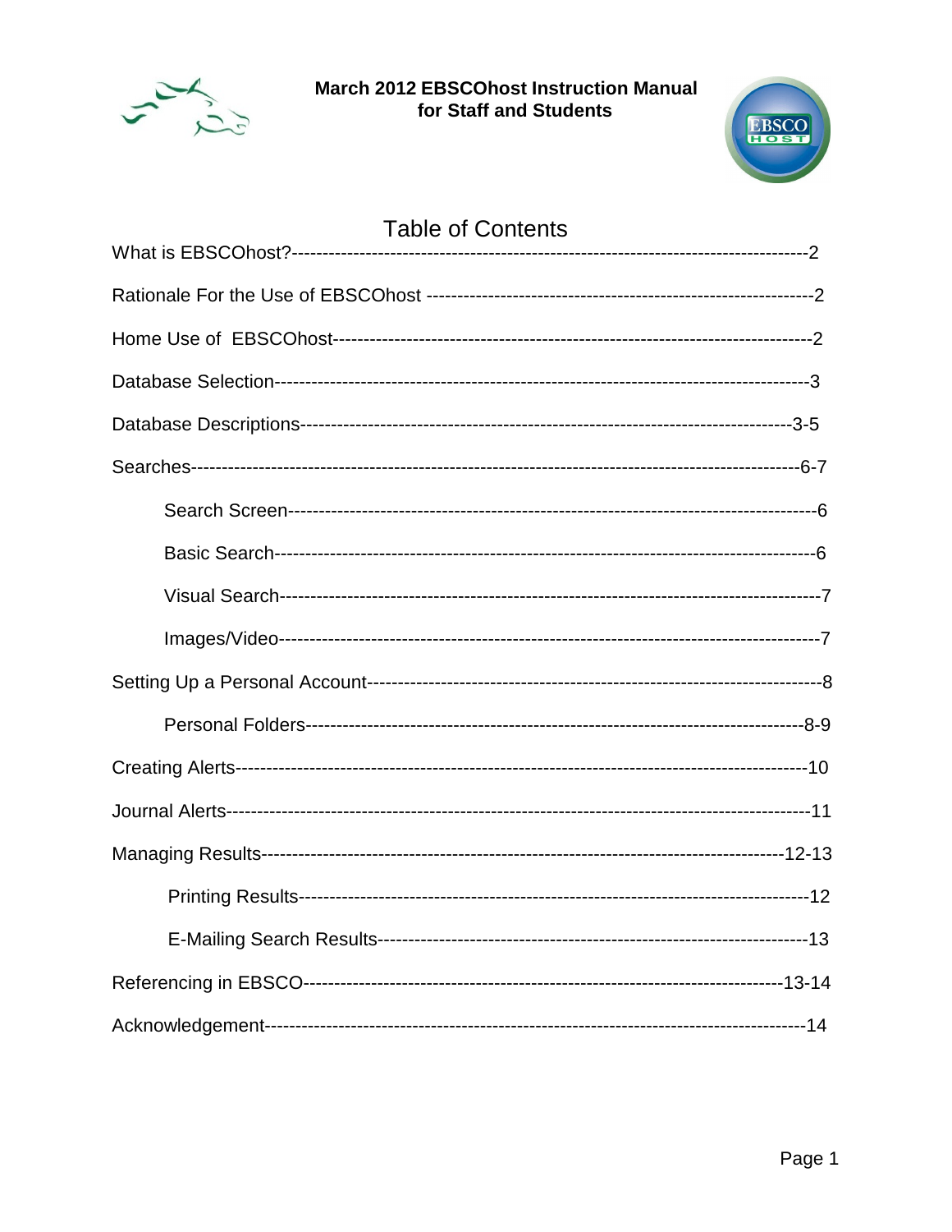# March 2012 EBSCOhost Instruction Manual for Staff and Students

## Table of Contents

What is EBSCOhost?--------------------------------------------------------------------------------2

Rationale For the Use of EBSCOhost ---------------------------------------------------------------2

Home Use of EBSCOhost-----------------------------------------------------------------------------2

Database Selection--------------------------------------------------------------------------------------3

Database Descriptions-------------------------------------------------------------------------------3-5

Searches--------------------------------------------------------------------------------------------------6-7

- Search Screen---------------------------------------------------------------------------------6
- Basic Search-----------------------------------------------------------------------------------6
- Visual Search----------------------------------------------------------------------------------7
- Images/Video----------------------------------------------------------------------------------7

Setting Up a Personal Account------------------------------------------------------------------------8

- Personal Folders----------------------------------------------------------------------------8-9

Creating Alerts--------------------------------------------------------------------------------------------10

Journal Alerts---------------------------------------------------------------------------------------------11

Managing Results-----------------------------------------------------------------------------------12-13

- Printing Results-------------------------------------------------------------------------------12
- E-Mailing Search Results-------------------------------------------------------------------13

Referencing in EBSCO-----------------------------------------------------------------------------13-14

Acknowledgement---------------------------------------------------------------------------------------14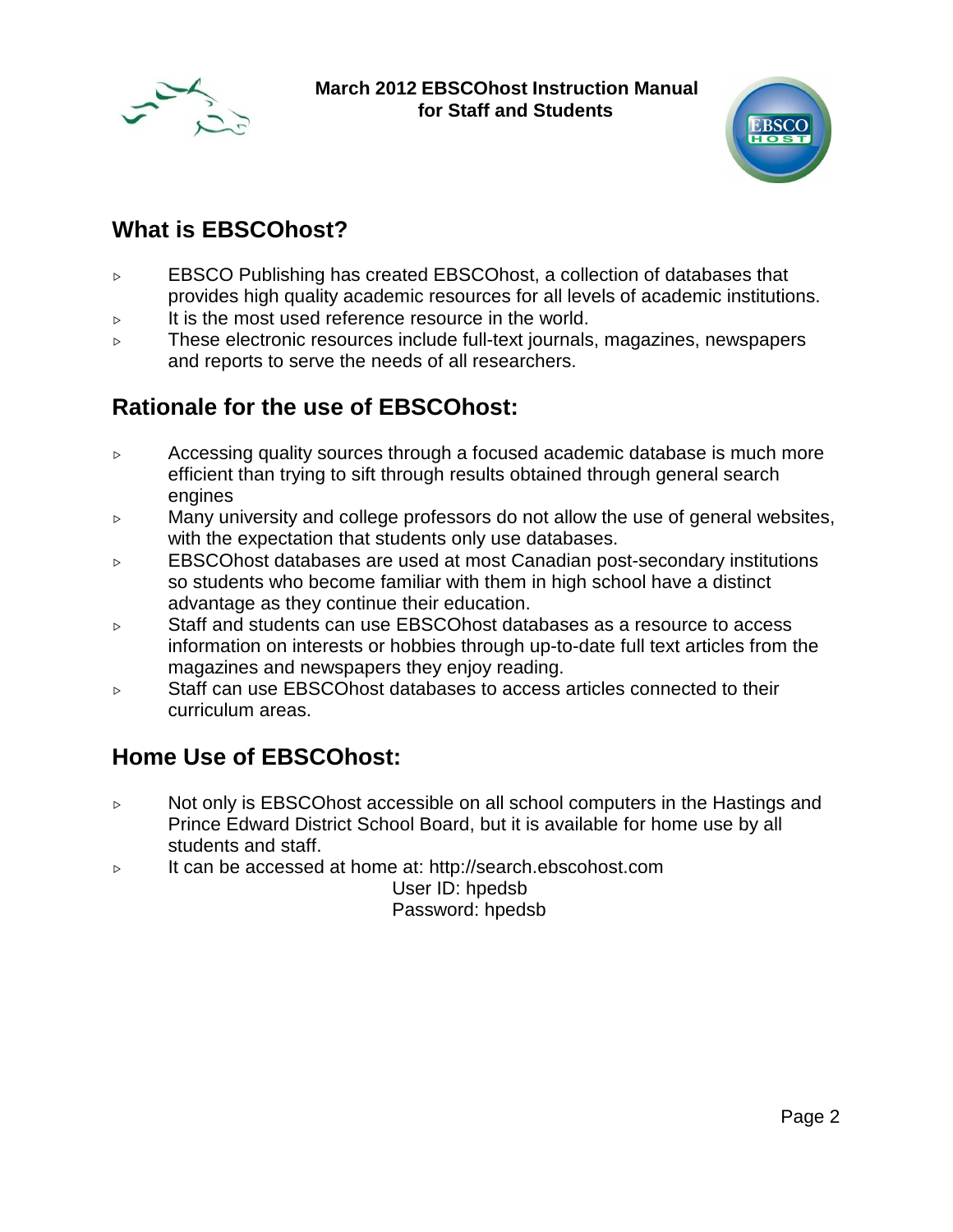## What is EBSCOhost?

- EBSCO Publishing has created EBSCOhost, a collection of databases that provides high quality academic resources for all levels of academic institutions.
- It is the most used reference resource in the world.
- These electronic resources include full-text journals, magazines, newspapers and reports to serve the needs of all researchers.

## Rationale for the use of EBSCOhost:

- Accessing quality sources through a focused academic database is much more efficient than trying to sift through results obtained through general search engines
- Many university and college professors do not allow the use of general websites, with the expectation that students only use databases.
- EBSCOhost databases are used at most Canadian post-secondary institutions so students who become familiar with them in high school have a distinct advantage as they continue their education.
- Staff and students can use EBSCOhost databases as a resource to access information on interests or hobbies through up-to-date full text articles from the magazines and newspapers they enjoy reading.
- Staff can use EBSCOhost databases to access articles connected to their curriculum areas.

## Home Use of EBSCOhost:

- Not only is EBSCOhost accessible on all school computers in the Hastings and Prince Edward District School Board, but it is available for home use by all students and staff.
- It can be accessed at home at: http://search.ebscohost.com

  User ID: hpedsb

  Password: hpedsb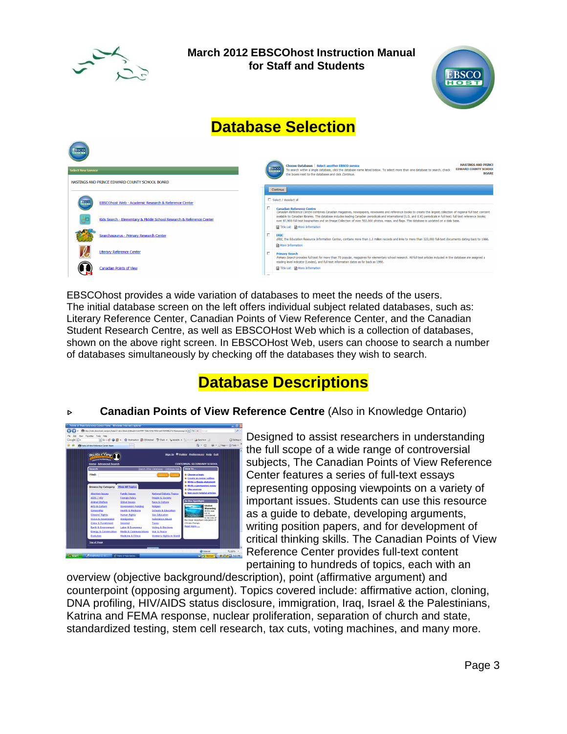# Database Selection

EBSCOhost provides a wide variation of databases to meet the needs of the users. The initial database screen on the left offers individual subject related databases, such as: Literary Reference Center, Canadian Points of View Reference Center, and the Canadian Student Research Centre, as well as EBSCOHost Web which is a collection of databases, shown on the above right screen. In EBSCOHost Web, users can choose to search a number of databases simultaneously by checking off the databases they wish to search.

# Database Descriptions

- **Canadian Points of View Reference Centre** (Also in Knowledge Ontario)

Designed to assist researchers in understanding the full scope of a wide range of controversial subjects, The Canadian Points of View Reference Center features a series of full-text essays representing opposing viewpoints on a variety of important issues. Students can use this resource as a guide to debate, developing arguments, writing position papers, and for development of critical thinking skills. The Canadian Points of View Reference Center provides full-text content pertaining to hundreds of topics, each with an overview (objective background/description), point (affirmative argument) and counterpoint (opposing argument). Topics covered include: affirmative action, cloning, DNA profiling, HIV/AIDS status disclosure, immigration, Iraq, Israel & the Palestinians, Katrina and FEMA response, nuclear proliferation, separation of church and state, standardized testing, stem cell research, tax cuts, voting machines, and many more.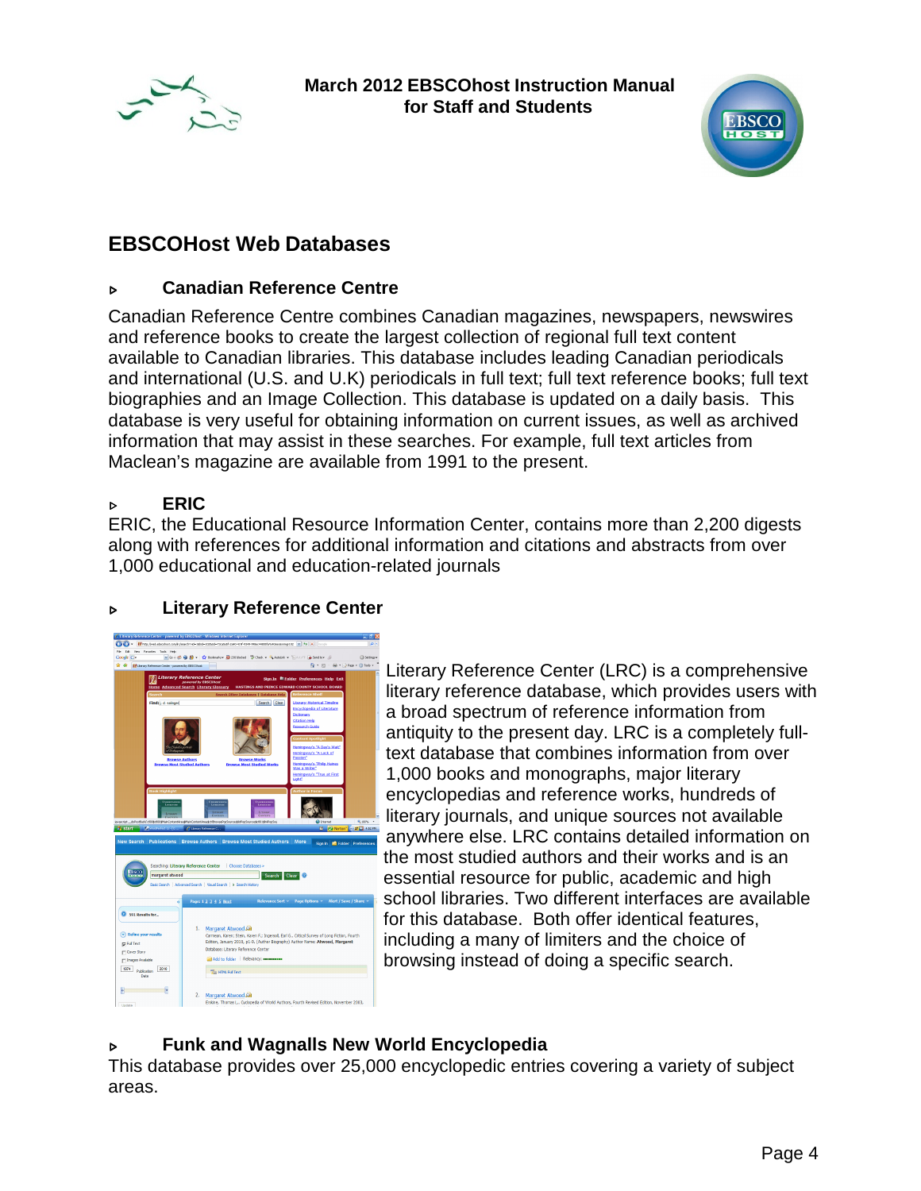March 2012 EBSCOhost Instruction Manual for Staff and Students

## EBSCOHost Web Databases

### Canadian Reference Centre

Canadian Reference Centre combines Canadian magazines, newspapers, newswires and reference books to create the largest collection of regional full text content available to Canadian libraries. This database includes leading Canadian periodicals and international (U.S. and U.K) periodicals in full text; full text reference books; full text biographies and an Image Collection. This database is updated on a daily basis. This database is very useful for obtaining information on current issues, as well as archived information that may assist in these searches. For example, full text articles from Maclean's magazine are available from 1991 to the present.

### ERIC

ERIC, the Educational Resource Information Center, contains more than 2,200 digests along with references for additional information and citations and abstracts from over 1,000 educational and education-related journals

### Literary Reference Center

Literary Reference Center (LRC) is a comprehensive literary reference database, which provides users with a broad spectrum of reference information from antiquity to the present day. LRC is a completely full-text database that combines information from over 1,000 books and monographs, major literary encyclopedias and reference works, hundreds of literary journals, and unique sources not available anywhere else. LRC contains detailed information on the most studied authors and their works and is an essential resource for public, academic and high school libraries. Two different interfaces are available for this database. Both offer identical features, including a many of limiters and the choice of browsing instead of doing a specific search.

### Funk and Wagnalls New World Encyclopedia

This database provides over 25,000 encyclopedic entries covering a variety of subject areas.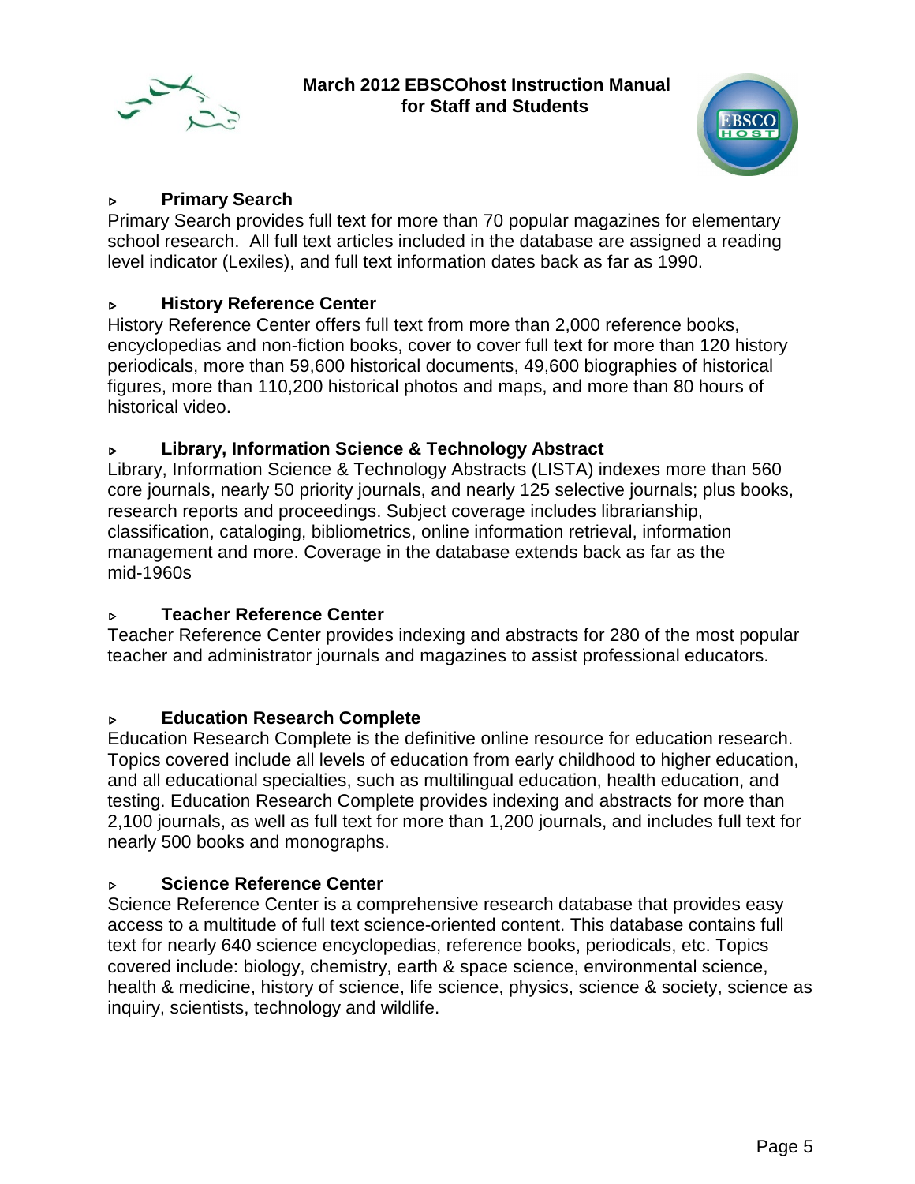- **Primary Search**

Primary Search provides full text for more than 70 popular magazines for elementary school research. All full text articles included in the database are assigned a reading level indicator (Lexiles), and full text information dates back as far as 1990.

- **History Reference Center**

History Reference Center offers full text from more than 2,000 reference books, encyclopedias and non-fiction books, cover to cover full text for more than 120 history periodicals, more than 59,600 historical documents, 49,600 biographies of historical figures, more than 110,200 historical photos and maps, and more than 80 hours of historical video.

- **Library, Information Science & Technology Abstract**

Library, Information Science & Technology Abstracts (LISTA) indexes more than 560 core journals, nearly 50 priority journals, and nearly 125 selective journals; plus books, research reports and proceedings. Subject coverage includes librarianship, classification, cataloging, bibliometrics, online information retrieval, information management and more. Coverage in the database extends back as far as the mid-1960s

- **Teacher Reference Center**

Teacher Reference Center provides indexing and abstracts for 280 of the most popular teacher and administrator journals and magazines to assist professional educators.

- **Education Research Complete**

Education Research Complete is the definitive online resource for education research. Topics covered include all levels of education from early childhood to higher education, and all educational specialties, such as multilingual education, health education, and testing. Education Research Complete provides indexing and abstracts for more than 2,100 journals, as well as full text for more than 1,200 journals, and includes full text for nearly 500 books and monographs.

- **Science Reference Center**

Science Reference Center is a comprehensive research database that provides easy access to a multitude of full text science-oriented content. This database contains full text for nearly 640 science encyclopedias, reference books, periodicals, etc. Topics covered include: biology, chemistry, earth & space science, environmental science, health & medicine, history of science, life science, physics, science & society, science as inquiry, scientists, technology and wildlife.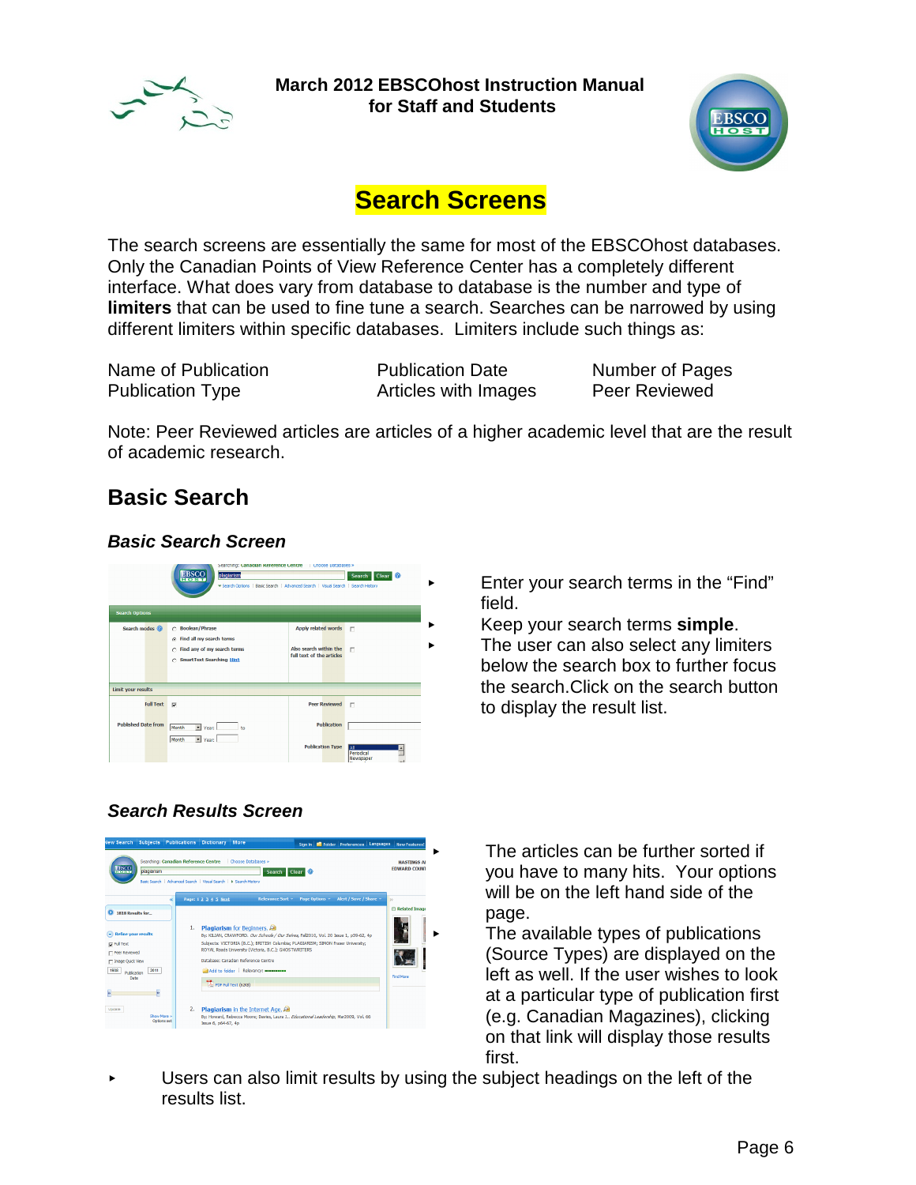# Search Screens

The search screens are essentially the same for most of the EBSCOhost databases. Only the Canadian Points of View Reference Center has a completely different interface. What does vary from database to database is the number and type of **limiters** that can be used to fine tune a search. Searches can be narrowed by using different limiters within specific databases. Limiters include such things as:

| Name of Publication | Publication Date | Number of Pages |
|---|---|---|
| Publication Type | Articles with Images | Peer Reviewed |

Note: Peer Reviewed articles are articles of a higher academic level that are the result of academic research.

## Basic Search

### *Basic Search Screen*

- Enter your search terms in the "Find" field.
- Keep your search terms **simple**.
- The user can also select any limiters below the search box to further focus the search. Click on the search button to display the result list.

### *Search Results Screen*

- The articles can be further sorted if you have to many hits. Your options will be on the left hand side of the page.
- The available types of publications (Source Types) are displayed on the left as well. If the user wishes to look at a particular type of publication first (e.g. Canadian Magazines), clicking on that link will display those results first.
- Users can also limit results by using the subject headings on the left of the results list.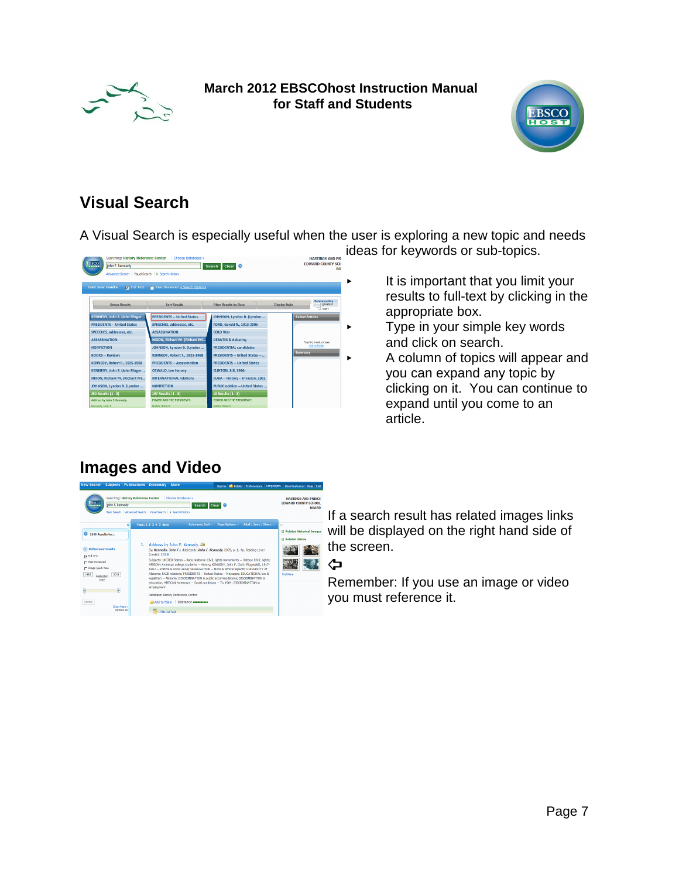## Visual Search

A Visual Search is especially useful when the user is exploring a new topic and needs ideas for keywords or sub-topics.

- It is important that you limit your results to full-text by clicking in the appropriate box.
- Type in your simple key words and click on search.
- A column of topics will appear and you can expand any topic by clicking on it. You can continue to expand until you come to an article.

## Images and Video

If a search result has related images links will be displayed on the right hand side of the screen.

Remember: If you use an image or video you must reference it.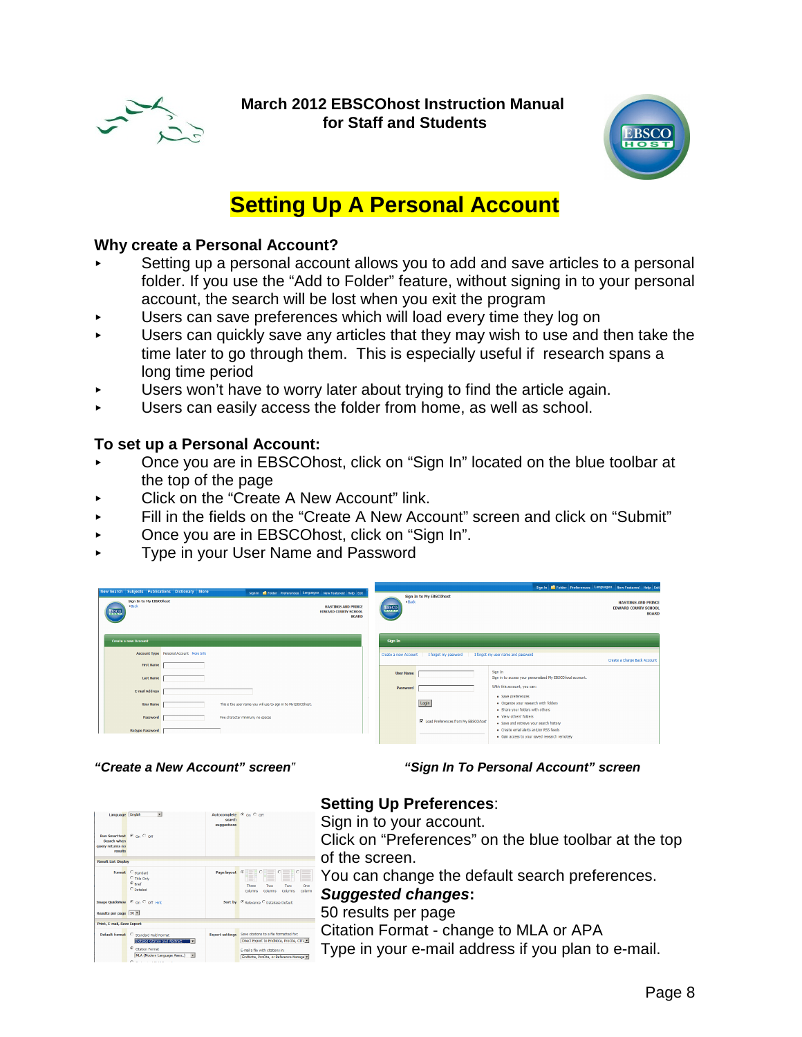**March 2012 EBSCOhost Instruction Manual for Staff and Students**

# Setting Up A Personal Account

## Why create a Personal Account?

- Setting up a personal account allows you to add and save articles to a personal folder. If you use the "Add to Folder" feature, without signing in to your personal account, the search will be lost when you exit the program
- Users can save preferences which will load every time they log on
- Users can quickly save any articles that they may wish to use and then take the time later to go through them. This is especially useful if research spans a long time period
- Users won't have to worry later about trying to find the article again.
- Users can easily access the folder from home, as well as school.

## To set up a Personal Account:

- Once you are in EBSCOhost, click on "Sign In" located on the blue toolbar at the top of the page
- Click on the "Create A New Account" link.
- Fill in the fields on the "Create A New Account" screen and click on "Submit"
- Once you are in EBSCOhost, click on "Sign In".
- Type in your User Name and Password

*"Create a New Account" screen*

*"Sign In To Personal Account" screen*

## Setting Up Preferences:

Sign in to your account.

Click on "Preferences" on the blue toolbar at the top of the screen.

You can change the default search preferences.

***Suggested changes*:**

50 results per page

Citation Format - change to MLA or APA

Type in your e-mail address if you plan to e-mail.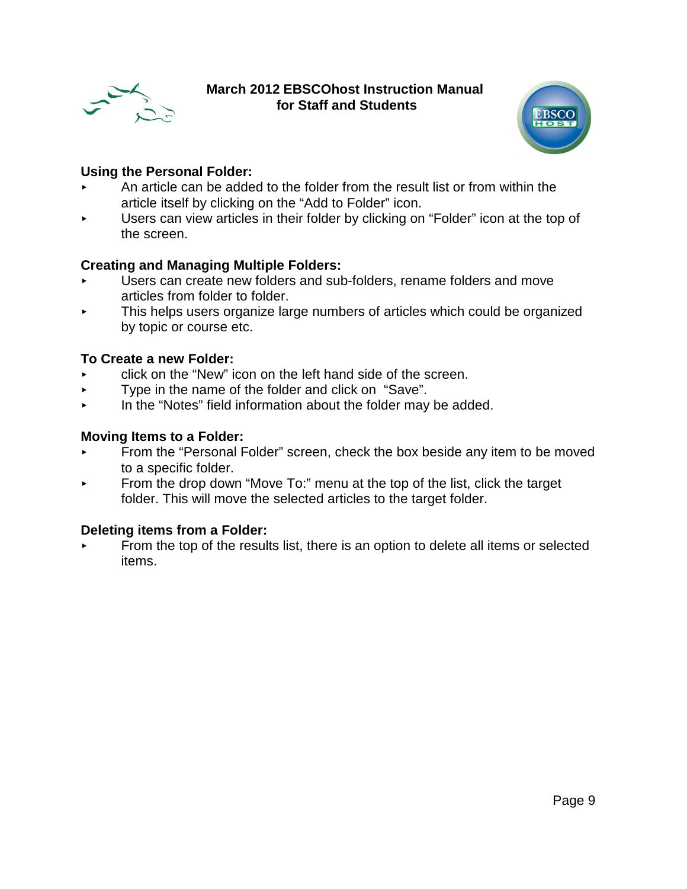## Using the Personal Folder:

- An article can be added to the folder from the result list or from within the article itself by clicking on the "Add to Folder" icon.
- Users can view articles in their folder by clicking on "Folder" icon at the top of the screen.

## Creating and Managing Multiple Folders:

- Users can create new folders and sub-folders, rename folders and move articles from folder to folder.
- This helps users organize large numbers of articles which could be organized by topic or course etc.

## To Create a new Folder:

- click on the "New" icon on the left hand side of the screen.
- Type in the name of the folder and click on "Save".
- In the "Notes" field information about the folder may be added.

## Moving Items to a Folder:

- From the "Personal Folder" screen, check the box beside any item to be moved to a specific folder.
- From the drop down "Move To:" menu at the top of the list, click the target folder. This will move the selected articles to the target folder.

## Deleting items from a Folder:

- From the top of the results list, there is an option to delete all items or selected items.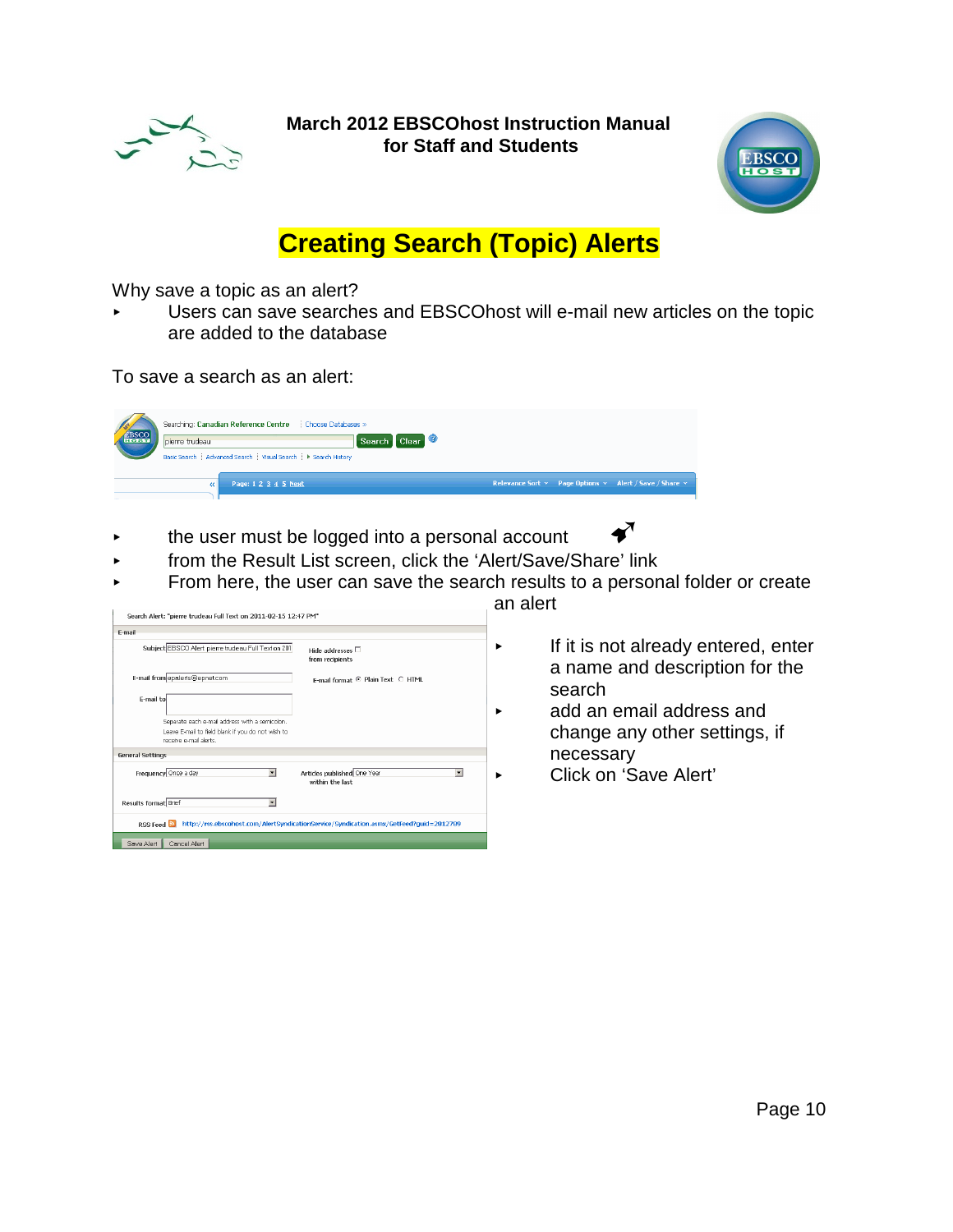# Creating Search (Topic) Alerts

Why save a topic as an alert?

- Users can save searches and EBSCOhost will e-mail new articles on the topic are added to the database

To save a search as an alert:

- the user must be logged into a personal account
- from the Result List screen, click the 'Alert/Save/Share' link
- From here, the user can save the search results to a personal folder or create an alert

- If it is not already entered, enter a name and description for the search
- add an email address and change any other settings, if necessary
- Click on 'Save Alert'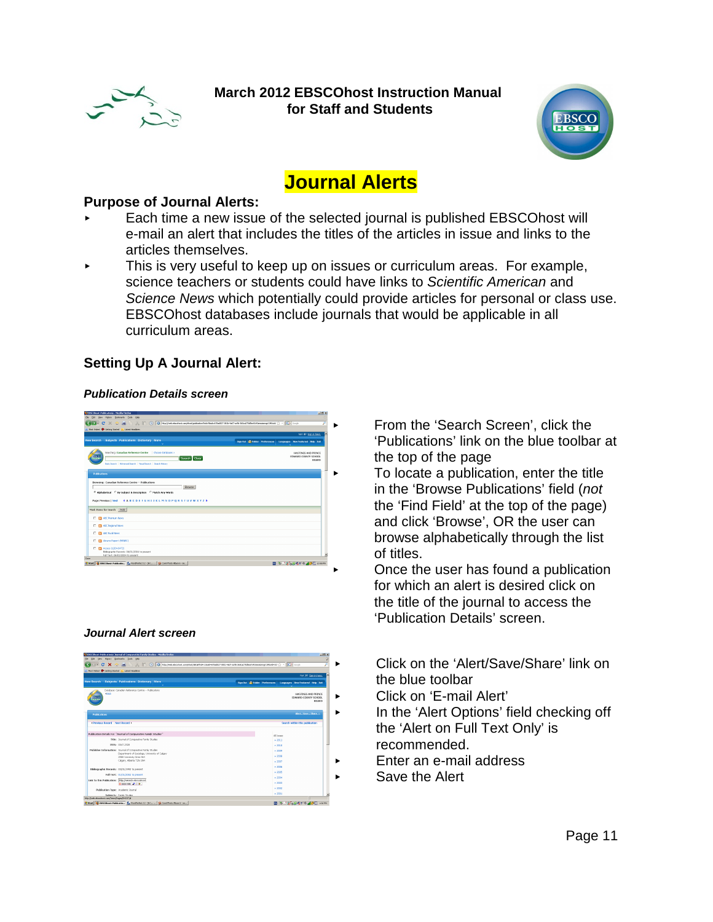**March 2012 EBSCOhost Instruction Manual for Staff and Students**

# Journal Alerts

## Purpose of Journal Alerts:

- Each time a new issue of the selected journal is published EBSCOhost will e-mail an alert that includes the titles of the articles in issue and links to the articles themselves.
- This is very useful to keep up on issues or curriculum areas. For example, science teachers or students could have links to *Scientific American* and *Science News* which potentially could provide articles for personal or class use. EBSCOhost databases include journals that would be applicable in all curriculum areas.

## Setting Up A Journal Alert:

***Publication Details screen***

- From the 'Search Screen', click the 'Publications' link on the blue toolbar at the top of the page
- To locate a publication, enter the title in the 'Browse Publications' field (*not* the 'Find Field' at the top of the page) and click 'Browse', OR the user can browse alphabetically through the list of titles.
- Once the user has found a publication for which an alert is desired click on the title of the journal to access the 'Publication Details' screen.

***Journal Alert screen***

- Click on the 'Alert/Save/Share' link on the blue toolbar
- Click on 'E-mail Alert'
- In the 'Alert Options' field checking off the 'Alert on Full Text Only' is recommended.
- Enter an e-mail address
- Save the Alert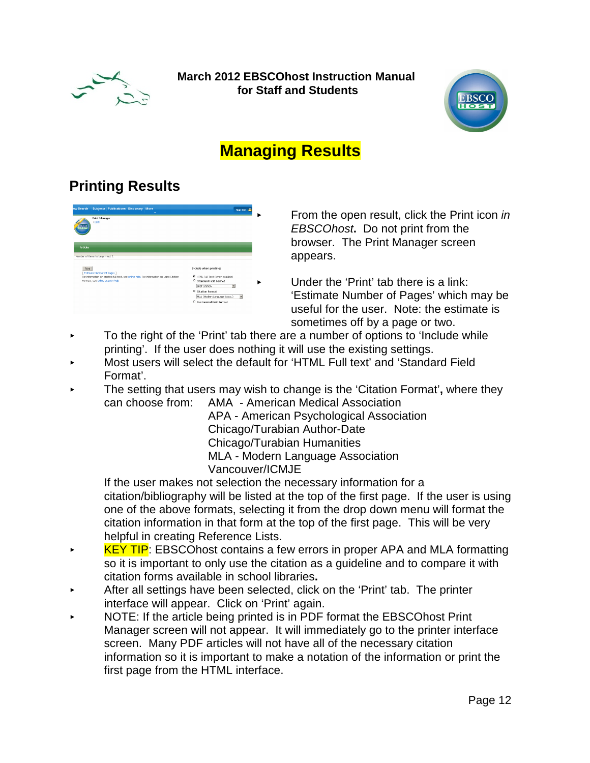# Managing Results

## Printing Results

- From the open result, click the Print icon *in EBSCOhost***.** Do not print from the browser. The Print Manager screen appears.
- Under the 'Print' tab there is a link: 'Estimate Number of Pages' which may be useful for the user. Note: the estimate is sometimes off by a page or two.
- To the right of the 'Print' tab there are a number of options to 'Include while printing'. If the user does nothing it will use the existing settings.
- Most users will select the default for 'HTML Full text' and 'Standard Field Format'.
- The setting that users may wish to change is the 'Citation Format'**,** where they can choose from:
  - AMA - American Medical Association
  - APA - American Psychological Association
  - Chicago/Turabian Author-Date
  - Chicago/Turabian Humanities
  - MLA - Modern Language Association
  - Vancouver/ICMJE

  If the user makes not selection the necessary information for a citation/bibliography will be listed at the top of the first page. If the user is using one of the above formats, selecting it from the drop down menu will format the citation information in that form at the top of the first page. This will be very helpful in creating Reference Lists.
- KEY TIP: EBSCOhost contains a few errors in proper APA and MLA formatting so it is important to only use the citation as a guideline and to compare it with citation forms available in school libraries**.**
- After all settings have been selected, click on the 'Print' tab. The printer interface will appear. Click on 'Print' again.
- NOTE: If the article being printed is in PDF format the EBSCOhost Print Manager screen will not appear. It will immediately go to the printer interface screen. Many PDF articles will not have all of the necessary citation information so it is important to make a notation of the information or print the first page from the HTML interface.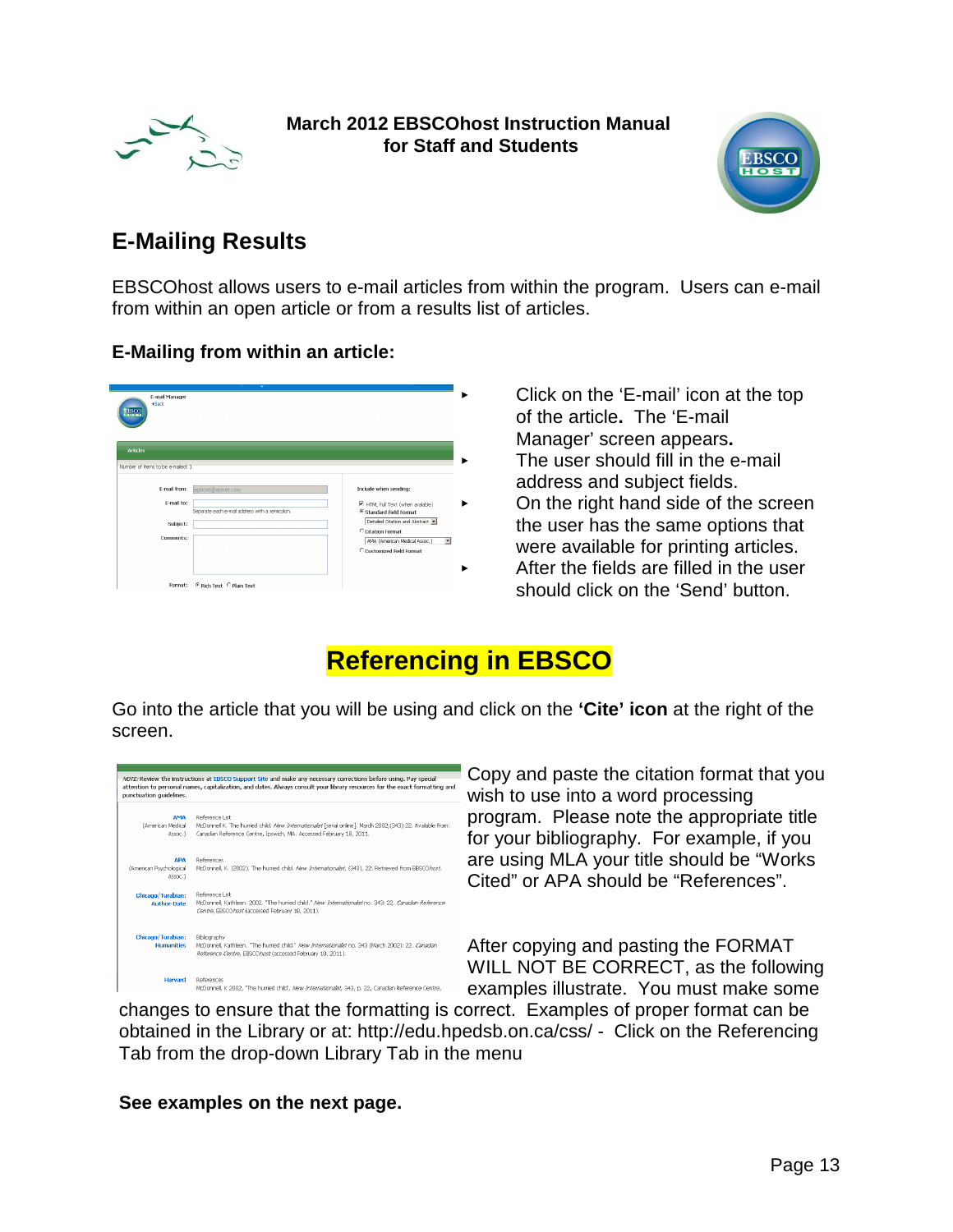## E-Mailing Results

EBSCOhost allows users to e-mail articles from within the program. Users can e-mail from within an open article or from a results list of articles.

### E-Mailing from within an article:

- Click on the ‘E-mail’ icon at the top of the article**.** The ‘E-mail Manager’ screen appears**.**
- The user should fill in the e-mail address and subject fields.
- On the right hand side of the screen the user has the same options that were available for printing articles.
- After the fields are filled in the user should click on the ‘Send’ button.

## Referencing in EBSCO

Go into the article that you will be using and click on the **‘Cite’ icon** at the right of the screen.

Copy and paste the citation format that you wish to use into a word processing program. Please note the appropriate title for your bibliography. For example, if you are using MLA your title should be “Works Cited” or APA should be “References”.

After copying and pasting the FORMAT WILL NOT BE CORRECT, as the following examples illustrate. You must make some changes to ensure that the formatting is correct. Examples of proper format can be obtained in the Library or at: http://edu.hpedsb.on.ca/css/ - Click on the Referencing Tab from the drop-down Library Tab in the menu

**See examples on the next page.**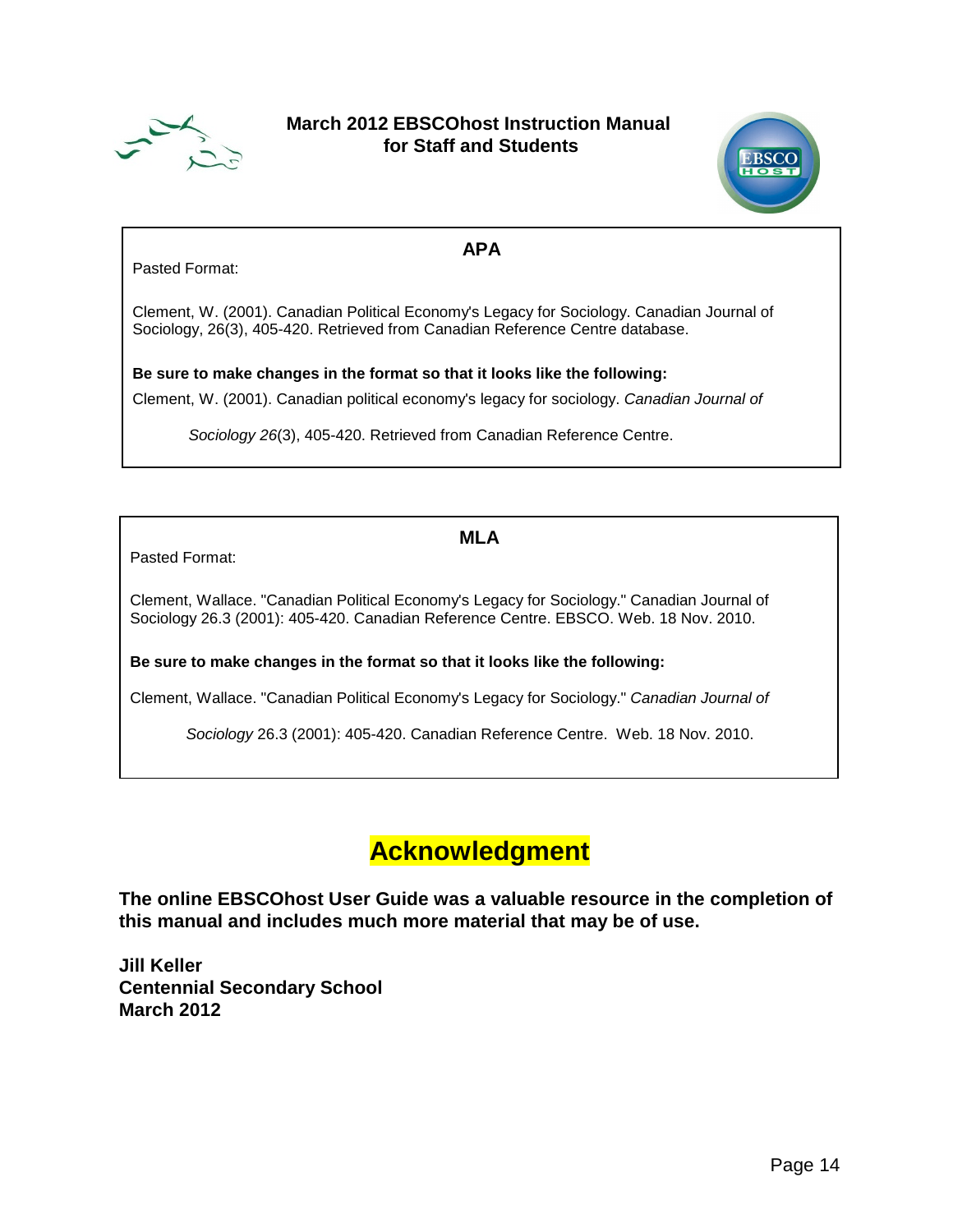March 2012 EBSCOhost Instruction Manual for Staff and Students

### APA

Pasted Format:

Clement, W. (2001). Canadian Political Economy's Legacy for Sociology. Canadian Journal of Sociology, 26(3), 405-420. Retrieved from Canadian Reference Centre database.

**Be sure to make changes in the format so that it looks like the following:**

Clement, W. (2001). Canadian political economy's legacy for sociology. *Canadian Journal of Sociology 26*(3), 405-420. Retrieved from Canadian Reference Centre.

### MLA

Pasted Format:

Clement, Wallace. "Canadian Political Economy's Legacy for Sociology." Canadian Journal of Sociology 26.3 (2001): 405-420. Canadian Reference Centre. EBSCO. Web. 18 Nov. 2010.

**Be sure to make changes in the format so that it looks like the following:**

Clement, Wallace. "Canadian Political Economy's Legacy for Sociology." *Canadian Journal of Sociology* 26.3 (2001): 405-420. Canadian Reference Centre. Web. 18 Nov. 2010.

## Acknowledgment

**The online EBSCOhost User Guide was a valuable resource in the completion of this manual and includes much more material that may be of use.**

**Jill Keller**
**Centennial Secondary School**
**March 2012**